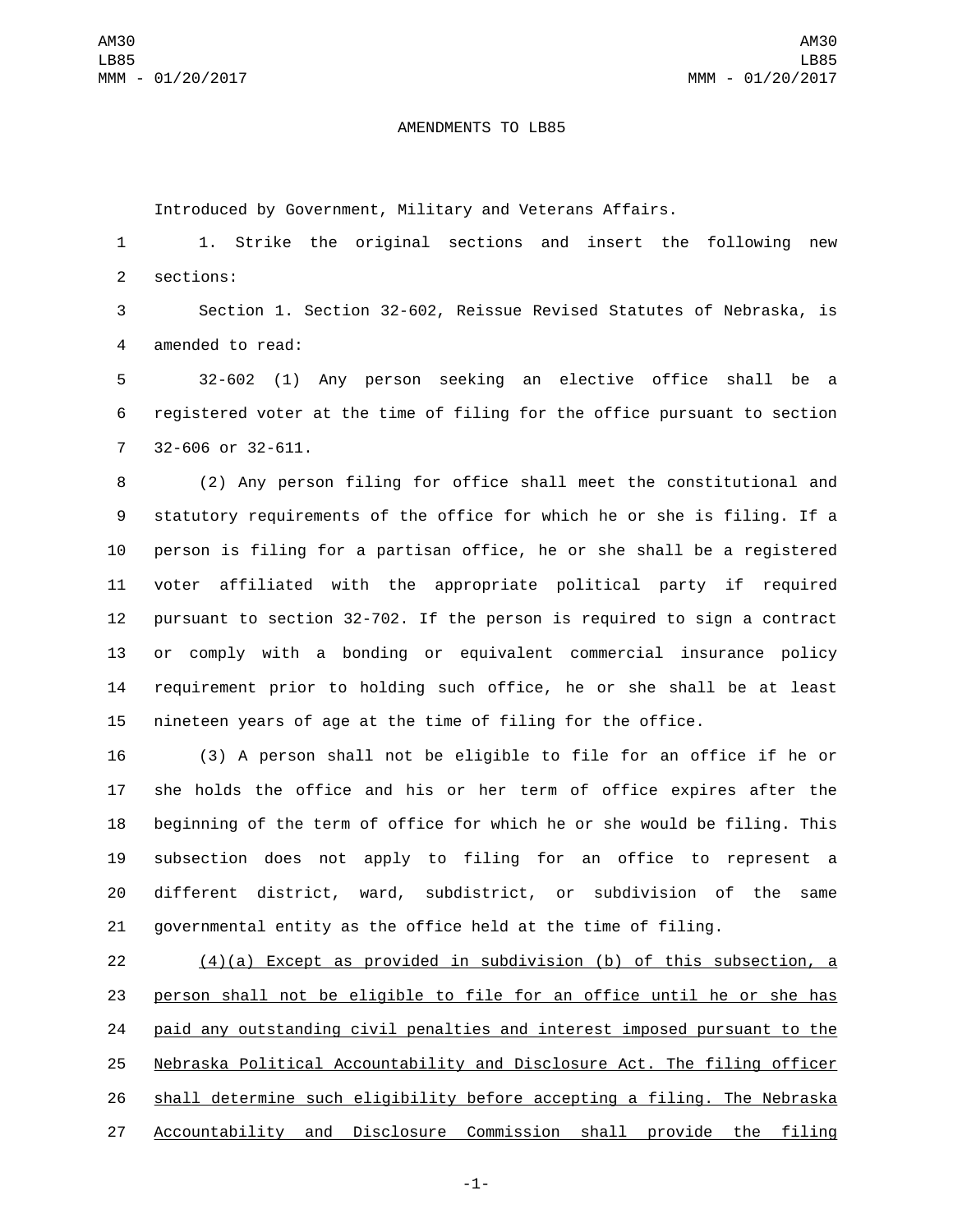# AMENDMENTS TO LB85

Introduced by Government, Military and Veterans Affairs.

1. Strike the original sections and insert the following new sections:

Section 1. Section 32-602, Reissue Revised Statutes of Nebraska, is amended to read:

32-602 (1) Any person seeking an elective office shall be a registered voter at the time of filing for the office pursuant to section 32-606 or 32-611.

(2) Any person filing for office shall meet the constitutional and statutory requirements of the office for which he or she is filing. If a person is filing for a partisan office, he or she shall be a registered voter affiliated with the appropriate political party if required pursuant to section 32-702. If the person is required to sign a contract or comply with a bonding or equivalent commercial insurance policy requirement prior to holding such office, he or she shall be at least nineteen years of age at the time of filing for the office.

(3) A person shall not be eligible to file for an office if he or she holds the office and his or her term of office expires after the beginning of the term of office for which he or she would be filing. This subsection does not apply to filing for an office to represent a different district, ward, subdistrict, or subdivision of the same governmental entity as the office held at the time of filing.

<u>(4)(a) Except as provided in subdivision (b) of this subsection, a person shall not be eligible to file for an office until he or she has paid any outstanding civil penalties and interest imposed pursuant to the Nebraska Political Accountability and Disclosure Act. The filing officer shall determine such eligibility before accepting a filing. The Nebraska Accountability and Disclosure Commission shall provide the filing</u>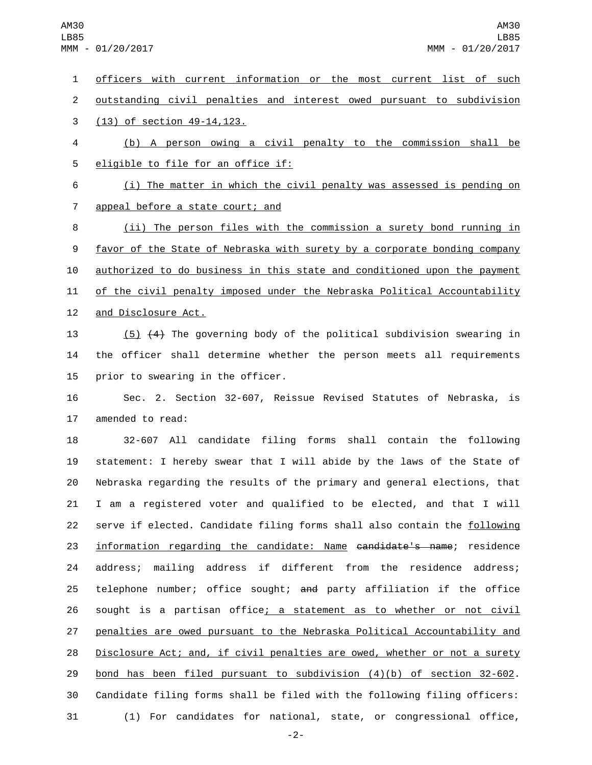officers with current information or the most current list of such outstanding civil penalties and interest owed pursuant to subdivision (13) of section 49-14,123.

(b) A person owing a civil penalty to the commission shall be eligible to file for an office if:

(i) The matter in which the civil penalty was assessed is pending on appeal before a state court; and

(ii) The person files with the commission a surety bond running in favor of the State of Nebraska with surety by a corporate bonding company authorized to do business in this state and conditioned upon the payment of the civil penalty imposed under the Nebraska Political Accountability and Disclosure Act.

(5) ~~(4)~~ The governing body of the political subdivision swearing in the officer shall determine whether the person meets all requirements prior to swearing in the officer.

Sec. 2. Section 32-607, Reissue Revised Statutes of Nebraska, is amended to read:

32-607 All candidate filing forms shall contain the following statement: I hereby swear that I will abide by the laws of the State of Nebraska regarding the results of the primary and general elections, that I am a registered voter and qualified to be elected, and that I will serve if elected. Candidate filing forms shall also contain the following information regarding the candidate: Name ~~candidate's name~~; residence address; mailing address if different from the residence address; telephone number; office sought; ~~and~~ party affiliation if the office sought is a partisan office; a statement as to whether or not civil penalties are owed pursuant to the Nebraska Political Accountability and Disclosure Act; and, if civil penalties are owed, whether or not a surety bond has been filed pursuant to subdivision (4)(b) of section 32-602. Candidate filing forms shall be filed with the following filing officers:

(1) For candidates for national, state, or congressional office,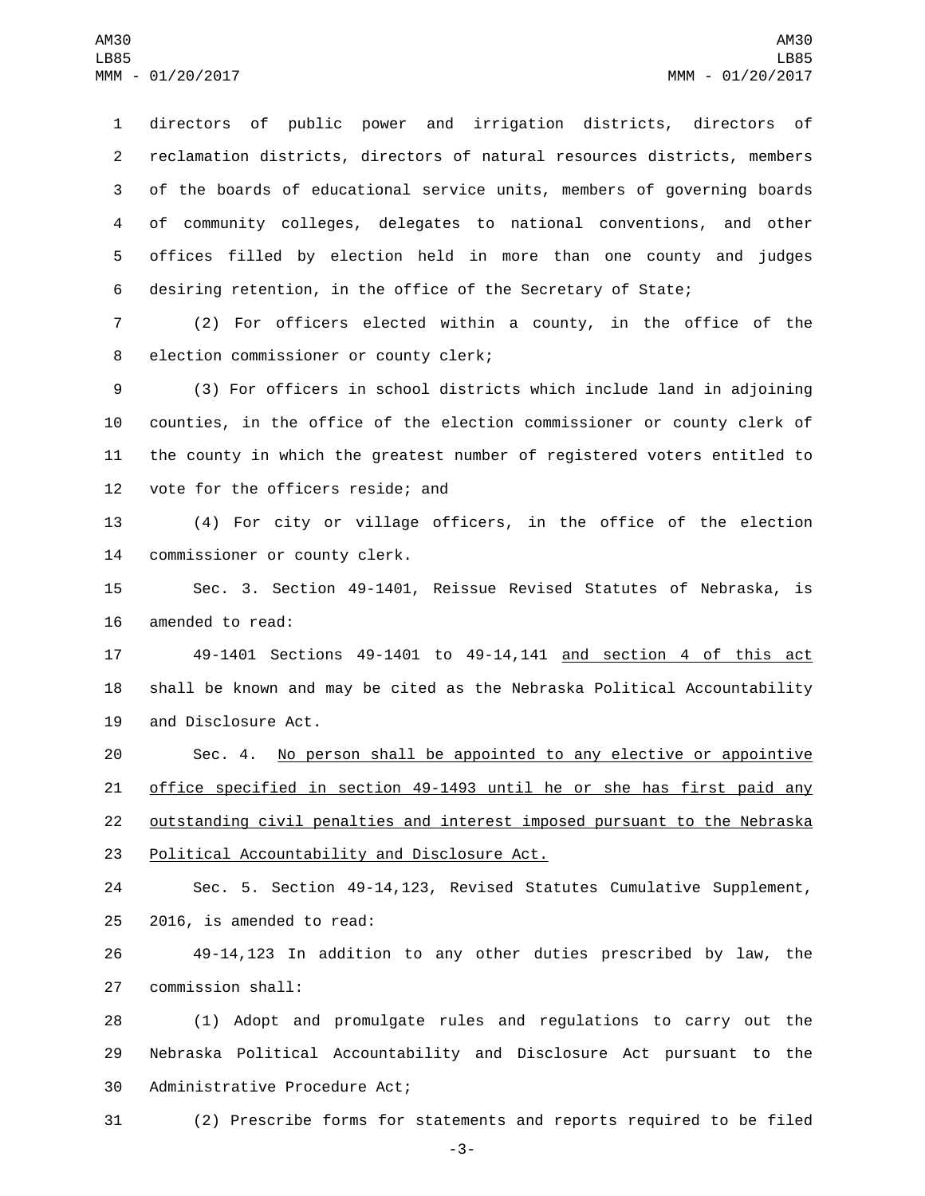directors of public power and irrigation districts, directors of reclamation districts, directors of natural resources districts, members of the boards of educational service units, members of governing boards of community colleges, delegates to national conventions, and other offices filled by election held in more than one county and judges desiring retention, in the office of the Secretary of State;

(2) For officers elected within a county, in the office of the election commissioner or county clerk;

(3) For officers in school districts which include land in adjoining counties, in the office of the election commissioner or county clerk of the county in which the greatest number of registered voters entitled to vote for the officers reside; and

(4) For city or village officers, in the office of the election commissioner or county clerk.

Sec. 3. Section 49-1401, Reissue Revised Statutes of Nebraska, is amended to read:

49-1401 Sections 49-1401 to 49-14,141 <u>and section 4 of this act</u> shall be known and may be cited as the Nebraska Political Accountability and Disclosure Act.

Sec. 4. <u>No person shall be appointed to any elective or appointive office specified in section 49-1493 until he or she has first paid any outstanding civil penalties and interest imposed pursuant to the Nebraska Political Accountability and Disclosure Act.</u>

Sec. 5. Section 49-14,123, Revised Statutes Cumulative Supplement, 2016, is amended to read:

49-14,123 In addition to any other duties prescribed by law, the commission shall:

(1) Adopt and promulgate rules and regulations to carry out the Nebraska Political Accountability and Disclosure Act pursuant to the Administrative Procedure Act;

(2) Prescribe forms for statements and reports required to be filed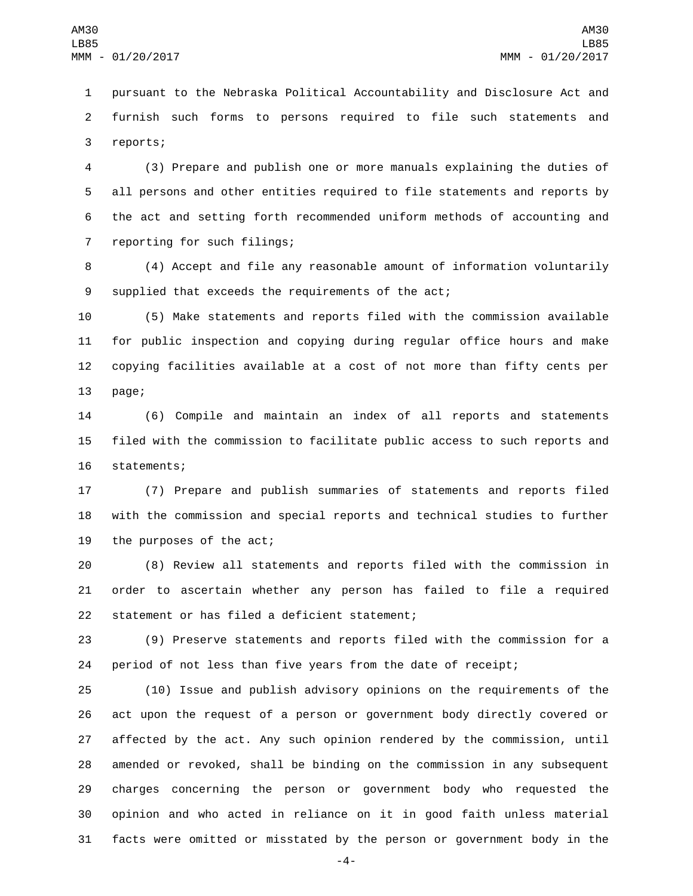pursuant to the Nebraska Political Accountability and Disclosure Act and furnish such forms to persons required to file such statements and reports;

(3) Prepare and publish one or more manuals explaining the duties of all persons and other entities required to file statements and reports by the act and setting forth recommended uniform methods of accounting and reporting for such filings;

(4) Accept and file any reasonable amount of information voluntarily supplied that exceeds the requirements of the act;

(5) Make statements and reports filed with the commission available for public inspection and copying during regular office hours and make copying facilities available at a cost of not more than fifty cents per page;

(6) Compile and maintain an index of all reports and statements filed with the commission to facilitate public access to such reports and statements;

(7) Prepare and publish summaries of statements and reports filed with the commission and special reports and technical studies to further the purposes of the act;

(8) Review all statements and reports filed with the commission in order to ascertain whether any person has failed to file a required statement or has filed a deficient statement;

(9) Preserve statements and reports filed with the commission for a period of not less than five years from the date of receipt;

(10) Issue and publish advisory opinions on the requirements of the act upon the request of a person or government body directly covered or affected by the act. Any such opinion rendered by the commission, until amended or revoked, shall be binding on the commission in any subsequent charges concerning the person or government body who requested the opinion and who acted in reliance on it in good faith unless material facts were omitted or misstated by the person or government body in the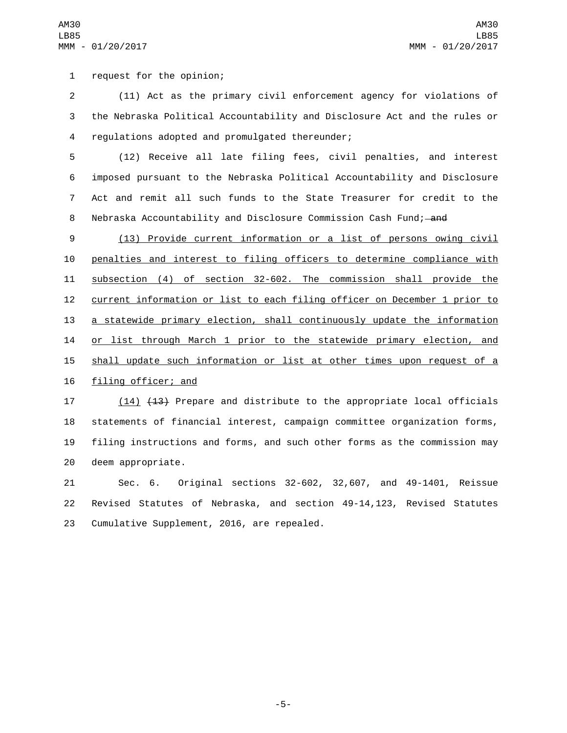request for the opinion;

(11) Act as the primary civil enforcement agency for violations of the Nebraska Political Accountability and Disclosure Act and the rules or regulations adopted and promulgated thereunder;

(12) Receive all late filing fees, civil penalties, and interest imposed pursuant to the Nebraska Political Accountability and Disclosure Act and remit all such funds to the State Treasurer for credit to the Nebraska Accountability and Disclosure Commission Cash Fund; ~~and~~

<u>(13) Provide current information or a list of persons owing civil penalties and interest to filing officers to determine compliance with subsection (4) of section 32-602. The commission shall provide the current information or list to each filing officer on December 1 prior to a statewide primary election, shall continuously update the information or list through March 1 prior to the statewide primary election, and shall update such information or list at other times upon request of a filing officer; and</u>

<u>(14)</u> ~~(13)~~ Prepare and distribute to the appropriate local officials statements of financial interest, campaign committee organization forms, filing instructions and forms, and such other forms as the commission may deem appropriate.

Sec. 6. Original sections 32-602, 32,607, and 49-1401, Reissue Revised Statutes of Nebraska, and section 49-14,123, Revised Statutes Cumulative Supplement, 2016, are repealed.